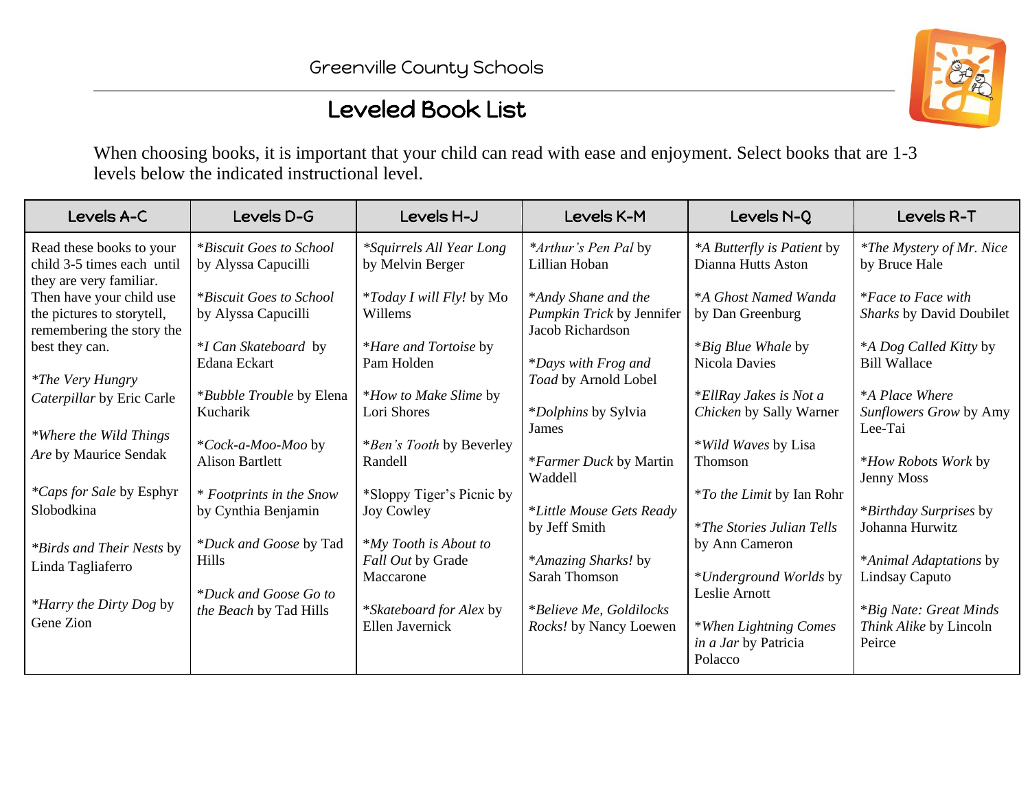Greenville County Schools

# Leveled Book List

When choosing books, it is important that your child can read with ease and enjoyment. Select books that are 1-3 levels below the indicated instructional level.

| Levels A-C | Levels D-G | Levels H-J | Levels K-M | Levels N-Q | Levels R-T |
|---|---|---|---|---|---|
| Read these books to your child 3-5 times each until they are very familiar. Then have your child use the pictures to storytell, remembering the story the best they can. | *Biscuit Goes to School* by Alyssa Capucilli | *Squirrels All Year Long* by Melvin Berger | *Arthur's Pen Pal* by Lillian Hoban | *A Butterfly is Patient* by Dianna Hutts Aston | *The Mystery of Mr. Nice* by Bruce Hale |
| *The Very Hungry Caterpillar* by Eric Carle | *Biscuit Goes to School* by Alyssa Capucilli | *Today I will Fly!* by Mo Willems | *Andy Shane and the Pumpkin Trick* by Jennifer Jacob Richardson | *A Ghost Named Wanda* by Dan Greenburg | *Face to Face with Sharks* by David Doubilet |
| *Where the Wild Things Are* by Maurice Sendak | *I Can Skateboard* by Edana Eckart | *Hare and Tortoise* by Pam Holden | *Days with Frog and Toad* by Arnold Lobel | *Big Blue Whale* by Nicola Davies | *A Dog Called Kitty* by Bill Wallace |
| *Caps for Sale* by Esphyr Slobodkina | *Bubble Trouble* by Elena Kucharik | *How to Make Slime* by Lori Shores | *Dolphins* by Sylvia James | *EllRay Jakes is Not a Chicken* by Sally Warner | *A Place Where Sunflowers Grow* by Amy Lee-Tai |
| *Birds and Their Nests* by Linda Tagliaferro | *Cock-a-Moo-Moo* by Alison Bartlett | *Ben's Tooth* by Beverley Randell | *Farmer Duck* by Martin Waddell | *Wild Waves* by Lisa Thomson | *How Robots Work* by Jenny Moss |
| *Harry the Dirty Dog* by Gene Zion | * *Footprints in the Snow* by Cynthia Benjamin | *Sloppy Tiger's Picnic by Joy Cowley | *Little Mouse Gets Ready* by Jeff Smith | *To the Limit* by Ian Rohr | *Birthday Surprises* by Johanna Hurwitz |
| | *Duck and Goose* by Tad Hills | *My Tooth is About to Fall Out* by Grade Maccarone | *Amazing Sharks!* by Sarah Thomson | *The Stories Julian Tells* by Ann Cameron | *Animal Adaptations* by Lindsay Caputo |
| | *Duck and Goose Go to the Beach* by Tad Hills | *Skateboard for Alex* by Ellen Javernick | *Believe Me, Goldilocks Rocks!* by Nancy Loewen | *Underground Worlds* by Leslie Arnott | *Big Nate: Great Minds Think Alike* by Lincoln Peirce |
| | | | | *When Lightning Comes in a Jar* by Patricia Polacco | |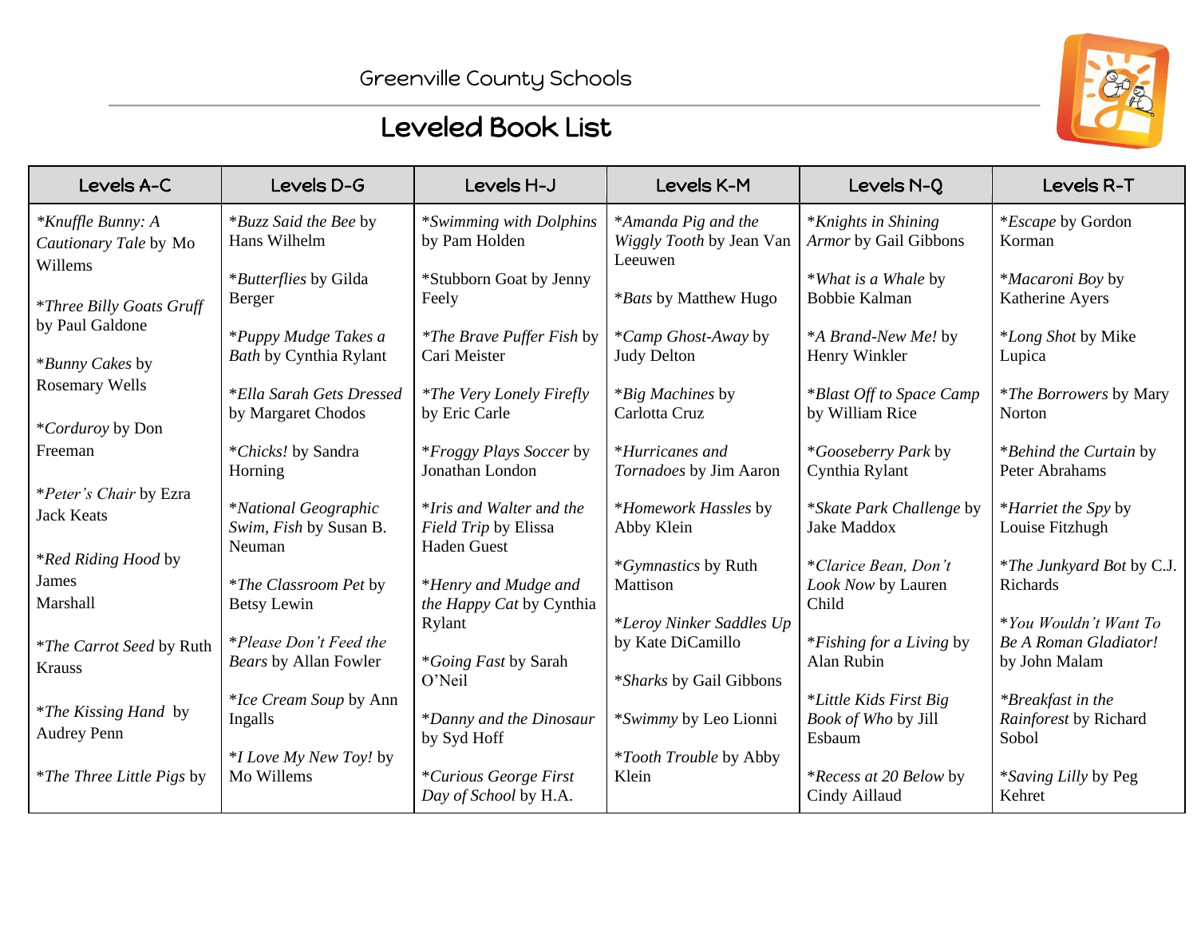Greenville County Schools

# Leveled Book List

| Levels A-C | Levels D-G | Levels H-J | Levels K-M | Levels N-Q | Levels R-T |
|---|---|---|---|---|---|
| **Knuffle Bunny: A Cautionary Tale* by Mo Willems | **Buzz Said the Bee* by Hans Wilhelm | **Swimming with Dolphins* by Pam Holden | **Amanda Pig and the Wiggly Tooth* by Jean Van Leeuwen | **Knights in Shining Armor* by Gail Gibbons | **Escape* by Gordon Korman |
| **Three Billy Goats Gruff* by Paul Galdone | **Butterflies* by Gilda Berger | *Stubborn Goat by Jenny Feely | **Bats* by Matthew Hugo | **What is a Whale* by Bobbie Kalman | **Macaroni Boy* by Katherine Ayers |
| **Bunny Cakes* by Rosemary Wells | **Puppy Mudge Takes a Bath* by Cynthia Rylant | **The Brave Puffer Fish* by Cari Meister | **Camp Ghost-Away* by Judy Delton | **A Brand-New Me!* by Henry Winkler | **Long Shot* by Mike Lupica |
| **Corduroy* by Don Freeman | **Ella Sarah Gets Dressed* by Margaret Chodos | **The Very Lonely Firefly* by Eric Carle | **Big Machines* by Carlotta Cruz | **Blast Off to Space Camp* by William Rice | **The Borrowers* by Mary Norton |
| **Peter's Chair* by Ezra Jack Keats | **Chicks!* by Sandra Horning | **Froggy Plays Soccer* by Jonathan London | **Hurricanes and Tornadoes* by Jim Aaron | **Gooseberry Park* by Cynthia Rylant | **Behind the Curtain* by Peter Abrahams |
| **Red Riding Hood* by James Marshall | **National Geographic Swim, Fish* by Susan B. Neuman | **Iris and Walter* and *the Field Trip* by Elissa Haden Guest | **Homework Hassles* by Abby Klein | **Skate Park Challenge* by Jake Maddox | **Harriet the Spy* by Louise Fitzhugh |
| **The Carrot Seed* by Ruth Krauss | **The Classroom Pet* by Betsy Lewin | **Henry and Mudge and the Happy Cat* by Cynthia Rylant | **Gymnastics* by Ruth Mattison | **Clarice Bean, Don't Look Now* by Lauren Child | **The Junkyard Bot* by C.J. Richards |
| **The Kissing Hand* by Audrey Penn | **Please Don't Feed the Bears* by Allan Fowler | **Going Fast* by Sarah O'Neil | **Leroy Ninker Saddles Up* by Kate DiCamillo | **Fishing for a Living* by Alan Rubin | **You Wouldn't Want To Be A Roman Gladiator!* by John Malam |
| **The Three Little Pigs* by | **Ice Cream Soup* by Ann Ingalls | **Danny and the Dinosaur* by Syd Hoff | **Sharks* by Gail Gibbons | **Little Kids First Big Book of Who* by Jill Esbaum | **Breakfast in the Rainforest* by Richard Sobol |
| | **I Love My New Toy!* by Mo Willems | **Curious George First Day of School* by H.A. | **Swimmy* by Leo Lionni | **Recess at 20 Below* by Cindy Aillaud | **Saving Lilly* by Peg Kehret |
| | | | **Tooth Trouble* by Abby Klein | | |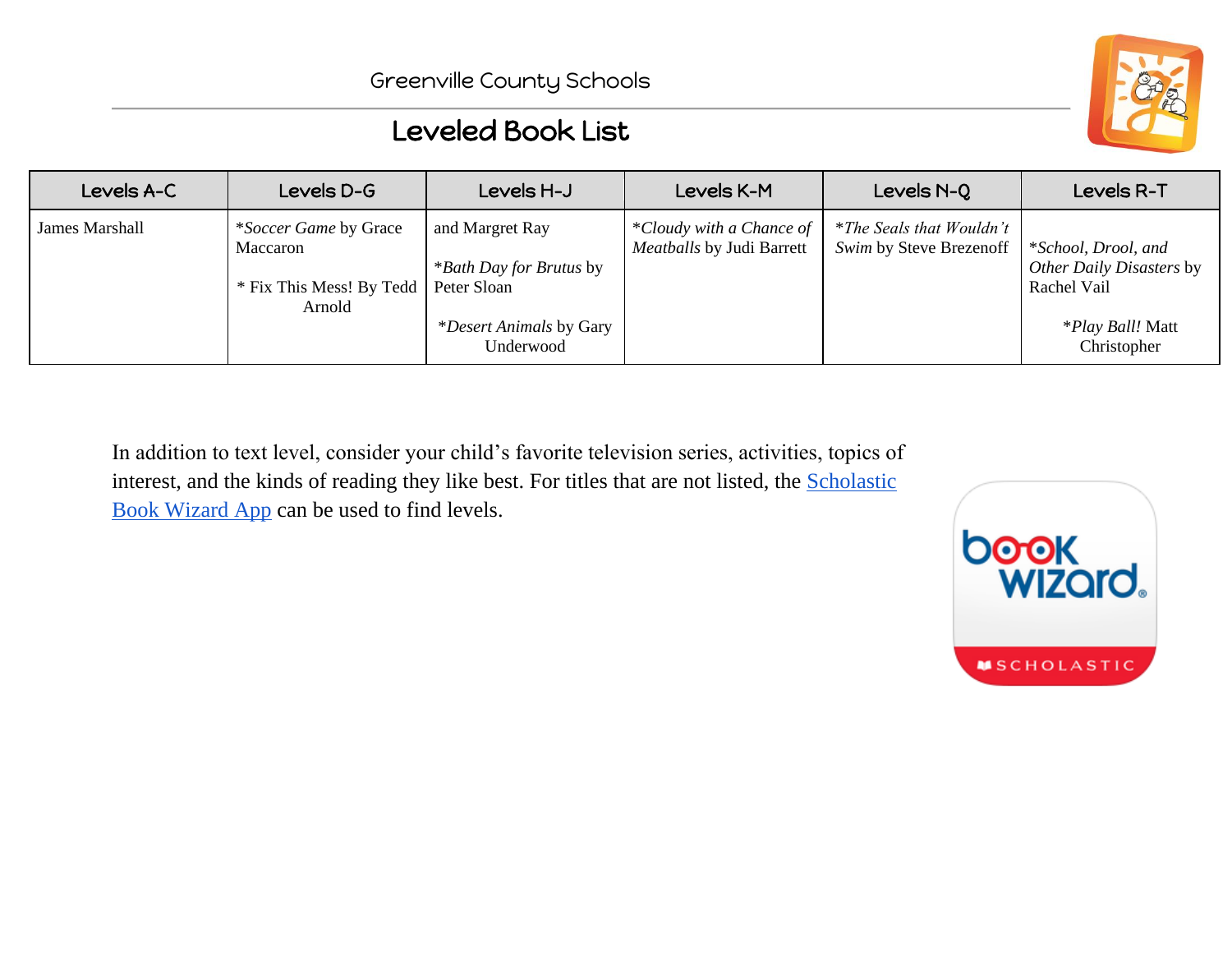Greenville County Schools

# Leveled Book List

| Levels A-C | Levels D-G | Levels H-J | Levels K-M | Levels N-Q | Levels R-T |
|---|---|---|---|---|---|
| James Marshall | *Soccer Game* by Grace Maccaron<br><br>* Fix This Mess! By Tedd Arnold | and Margret Ray<br><br>*Bath Day for Brutus* by Peter Sloan<br><br>*Desert Animals* by Gary Underwood | *Cloudy with a Chance of Meatballs* by Judi Barrett | *The Seals that Wouldn't Swim* by Steve Brezenoff | *School, Drool, and Other Daily Disasters* by Rachel Vail<br><br>*Play Ball!* Matt Christopher |

In addition to text level, consider your child's favorite television series, activities, topics of interest, and the kinds of reading they like best. For titles that are not listed, the Scholastic Book Wizard App can be used to find levels.